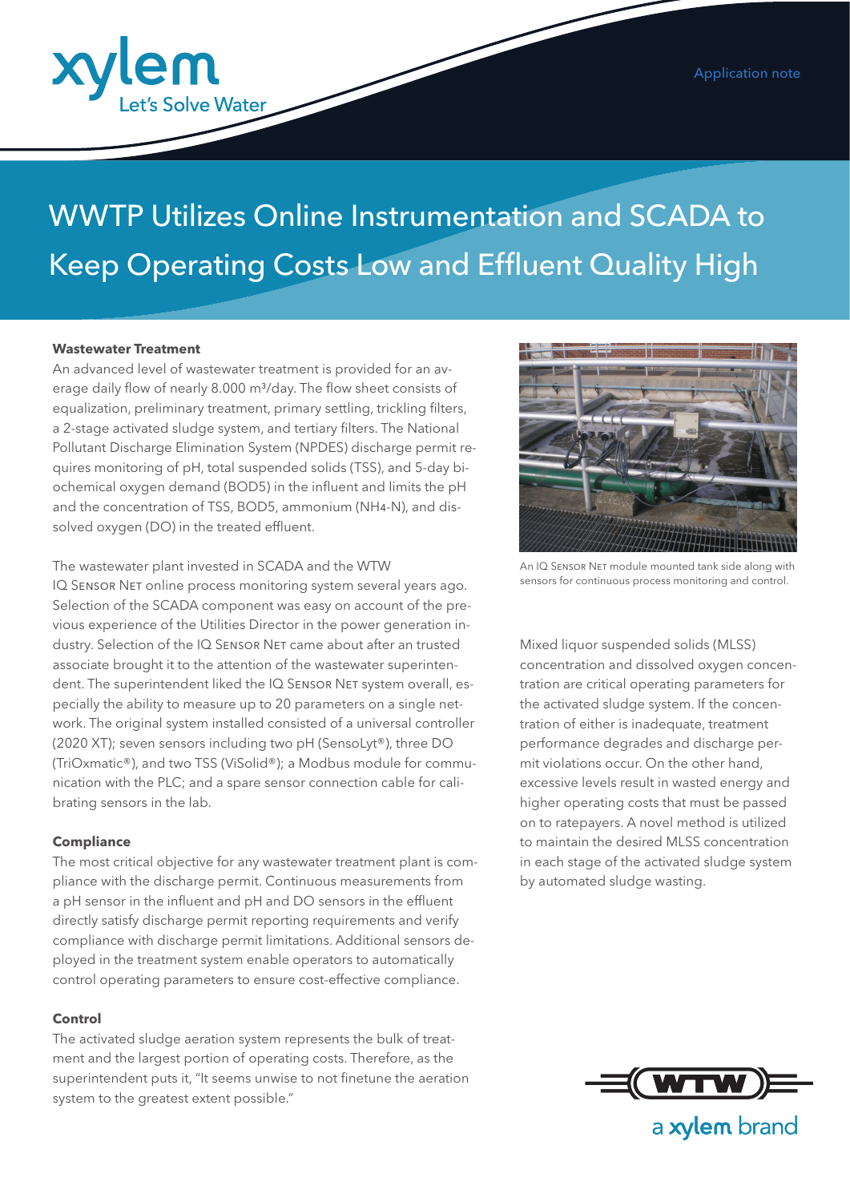Application note

# WWTP Utilizes Online Instrumentation and SCADA to Keep Operating Costs Low and Effluent Quality High

### Wastewater Treatment

An advanced level of wastewater treatment is provided for an average daily flow of nearly 8.000 m³/day. The flow sheet consists of equalization, preliminary treatment, primary settling, trickling filters, a 2-stage activated sludge system, and tertiary filters. The National Pollutant Discharge Elimination System (NPDES) discharge permit requires monitoring of pH, total suspended solids (TSS), and 5-day biochemical oxygen demand (BOD5) in the influent and limits the pH and the concentration of TSS, BOD5, ammonium ($NH_4$-N), and dissolved oxygen (DO) in the treated effluent.

The wastewater plant invested in SCADA and the WTW IQ SENSOR NET online process monitoring system several years ago. Selection of the SCADA component was easy on account of the previous experience of the Utilities Director in the power generation industry. Selection of the IQ SENSOR NET came about after an trusted associate brought it to the attention of the wastewater superintendent. The superintendent liked the IQ SENSOR NET system overall, especially the ability to measure up to 20 parameters on a single network. The original system installed consisted of a universal controller (2020 XT); seven sensors including two pH (SensoLyt®), three DO (TriOxmatic®), and two TSS (ViSolid®); a Modbus module for communication with the PLC; and a spare sensor connection cable for calibrating sensors in the lab.

### Compliance

The most critical objective for any wastewater treatment plant is compliance with the discharge permit. Continuous measurements from a pH sensor in the influent and pH and DO sensors in the effluent directly satisfy discharge permit reporting requirements and verify compliance with discharge permit limitations. Additional sensors deployed in the treatment system enable operators to automatically control operating parameters to ensure cost-effective compliance.

### Control

The activated sludge aeration system represents the bulk of treatment and the largest portion of operating costs. Therefore, as the superintendent puts it, "It seems unwise to not finetune the aeration system to the greatest extent possible."

An IQ SENSOR NET module mounted tank side along with sensors for continuous process monitoring and control.

Mixed liquor suspended solids (MLSS) concentration and dissolved oxygen concentration are critical operating parameters for the activated sludge system. If the concentration of either is inadequate, treatment performance degrades and discharge permit violations occur. On the other hand, excessive levels result in wasted energy and higher operating costs that must be passed on to ratepayers. A novel method is utilized to maintain the desired MLSS concentration in each stage of the activated sludge system by automated sludge wasting.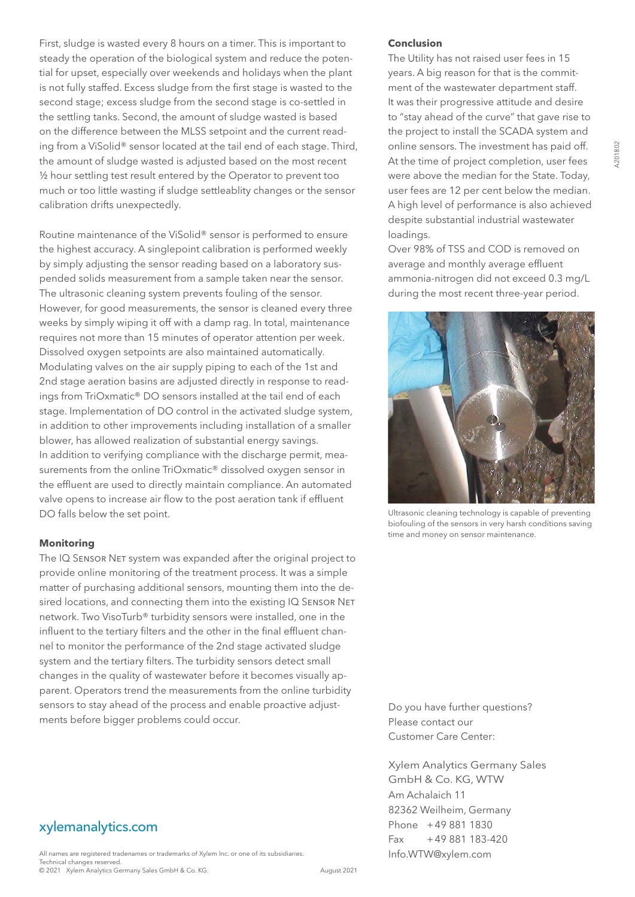First, sludge is wasted every 8 hours on a timer. This is important to steady the operation of the biological system and reduce the potential for upset, especially over weekends and holidays when the plant is not fully staffed. Excess sludge from the first stage is wasted to the second stage; excess sludge from the second stage is co-settled in the settling tanks. Second, the amount of sludge wasted is based on the difference between the MLSS setpoint and the current reading from a ViSolid® sensor located at the tail end of each stage. Third, the amount of sludge wasted is adjusted based on the most recent ½ hour settling test result entered by the Operator to prevent too much or too little wasting if sludge settleablity changes or the sensor calibration drifts unexpectedly.

Routine maintenance of the ViSolid® sensor is performed to ensure the highest accuracy. A singlepoint calibration is performed weekly by simply adjusting the sensor reading based on a laboratory suspended solids measurement from a sample taken near the sensor. The ultrasonic cleaning system prevents fouling of the sensor. However, for good measurements, the sensor is cleaned every three weeks by simply wiping it off with a damp rag. In total, maintenance requires not more than 15 minutes of operator attention per week. Dissolved oxygen setpoints are also maintained automatically. Modulating valves on the air supply piping to each of the 1st and 2nd stage aeration basins are adjusted directly in response to readings from TriOxmatic® DO sensors installed at the tail end of each stage. Implementation of DO control in the activated sludge system, in addition to other improvements including installation of a smaller blower, has allowed realization of substantial energy savings. In addition to verifying compliance with the discharge permit, measurements from the online TriOxmatic® dissolved oxygen sensor in the effluent are used to directly maintain compliance. An automated valve opens to increase air flow to the post aeration tank if effluent DO falls below the set point.

**Monitoring**

The IQ SENSOR NET system was expanded after the original project to provide online monitoring of the treatment process. It was a simple matter of purchasing additional sensors, mounting them into the desired locations, and connecting them into the existing IQ SENSOR NET network. Two VisoTurb® turbidity sensors were installed, one in the influent to the tertiary filters and the other in the final effluent channel to monitor the performance of the 2nd stage activated sludge system and the tertiary filters. The turbidity sensors detect small changes in the quality of wastewater before it becomes visually apparent. Operators trend the measurements from the online turbidity sensors to stay ahead of the process and enable proactive adjustments before bigger problems could occur.

**Conclusion**

The Utility has not raised user fees in 15 years. A big reason for that is the commitment of the wastewater department staff. It was their progressive attitude and desire to "stay ahead of the curve" that gave rise to the project to install the SCADA system and online sensors. The investment has paid off. At the time of project completion, user fees were above the median for the State. Today, user fees are 12 per cent below the median. A high level of performance is also achieved despite substantial industrial wastewater loadings.

Over 98% of TSS and COD is removed on average and monthly average effluent ammonia-nitrogen did not exceed 0.3 mg/L during the most recent three-year period.

Ultrasonic cleaning technology is capable of preventing biofouling of the sensors in very harsh conditions saving time and money on sensor maintenance.

Do you have further questions?
Please contact our
Customer Care Center:

Xylem Analytics Germany Sales
GmbH & Co. KG, WTW
Am Achalaich 11
82362 Weilheim, Germany
Phone +49 881 1830
Fax +49 881 183-420
Info.WTW@xylem.com

xylemanalytics.com

All names are registered tradenames or trademarks of Xylem Inc. or one of its subsidiaries.
Technical changes reserved.
© 2021 Xylem Analytics Germany Sales GmbH & Co. KG.

August 2021

A201802